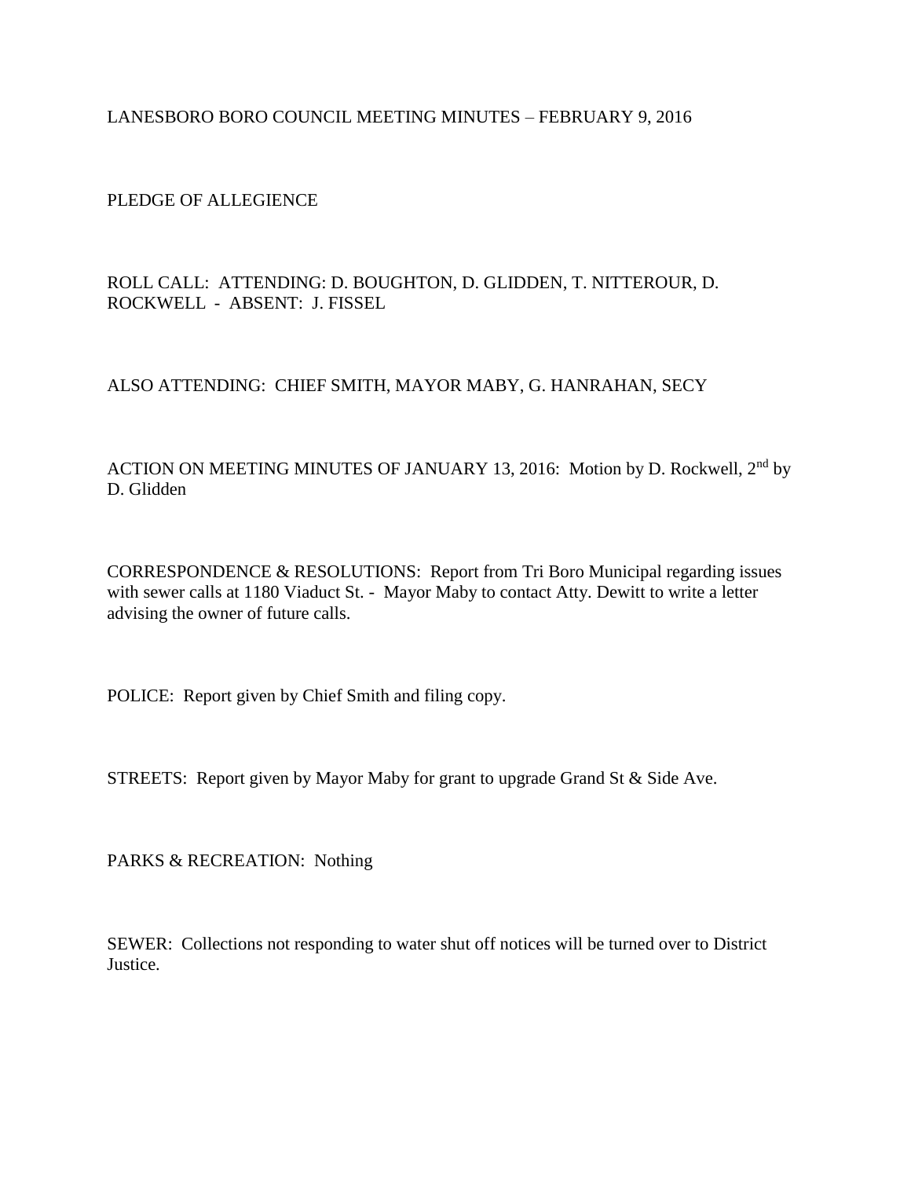LANESBORO BORO COUNCIL MEETING MINUTES – FEBRUARY 9, 2016

PLEDGE OF ALLEGIENCE

ROLL CALL: ATTENDING: D. BOUGHTON, D. GLIDDEN, T. NITTEROUR, D. ROCKWELL - ABSENT: J. FISSEL

ALSO ATTENDING: CHIEF SMITH, MAYOR MABY, G. HANRAHAN, SECY

ACTION ON MEETING MINUTES OF JANUARY 13, 2016: Motion by D. Rockwell, 2nd by D. Glidden

CORRESPONDENCE & RESOLUTIONS: Report from Tri Boro Municipal regarding issues with sewer calls at 1180 Viaduct St. - Mayor Maby to contact Atty. Dewitt to write a letter advising the owner of future calls.

POLICE: Report given by Chief Smith and filing copy.

STREETS: Report given by Mayor Maby for grant to upgrade Grand St & Side Ave.

PARKS & RECREATION: Nothing

SEWER: Collections not responding to water shut off notices will be turned over to District Justice.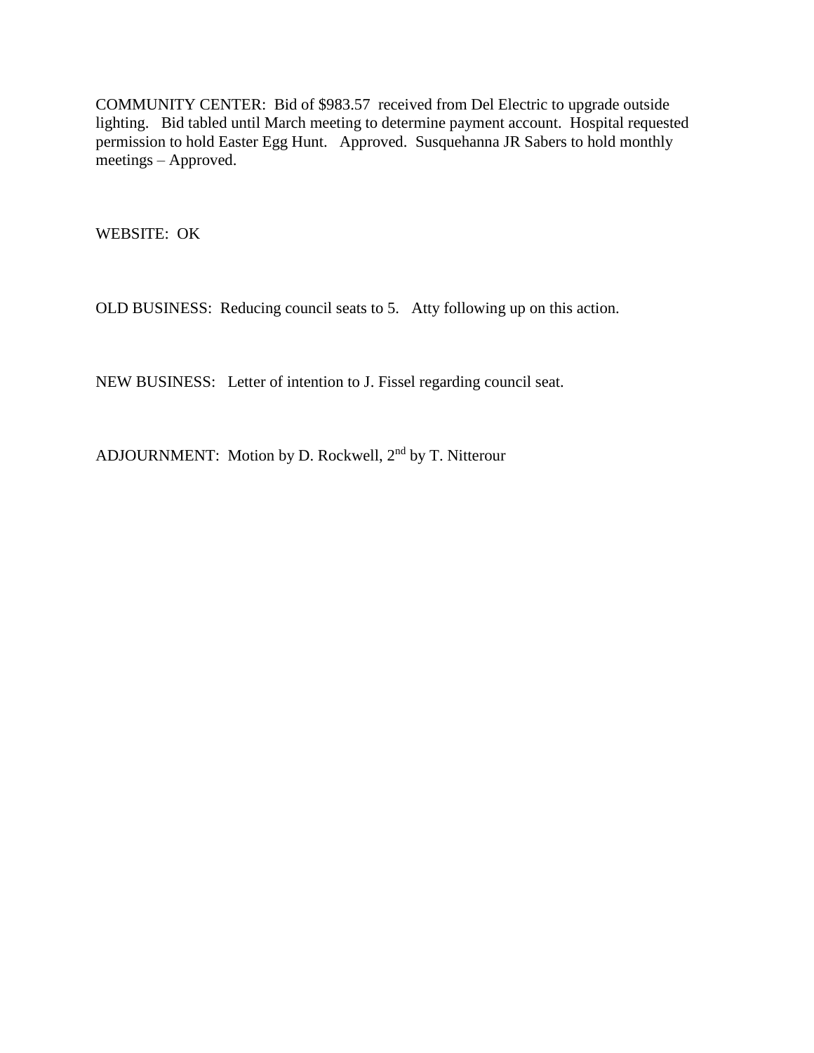COMMUNITY CENTER: Bid of $983.57 received from Del Electric to upgrade outside lighting. Bid tabled until March meeting to determine payment account. Hospital requested permission to hold Easter Egg Hunt. Approved. Susquehanna JR Sabers to hold monthly meetings – Approved.

WEBSITE: OK

OLD BUSINESS: Reducing council seats to 5. Atty following up on this action.

NEW BUSINESS: Letter of intention to J. Fissel regarding council seat.

ADJOURNMENT: Motion by D. Rockwell, 2nd by T. Nitterour